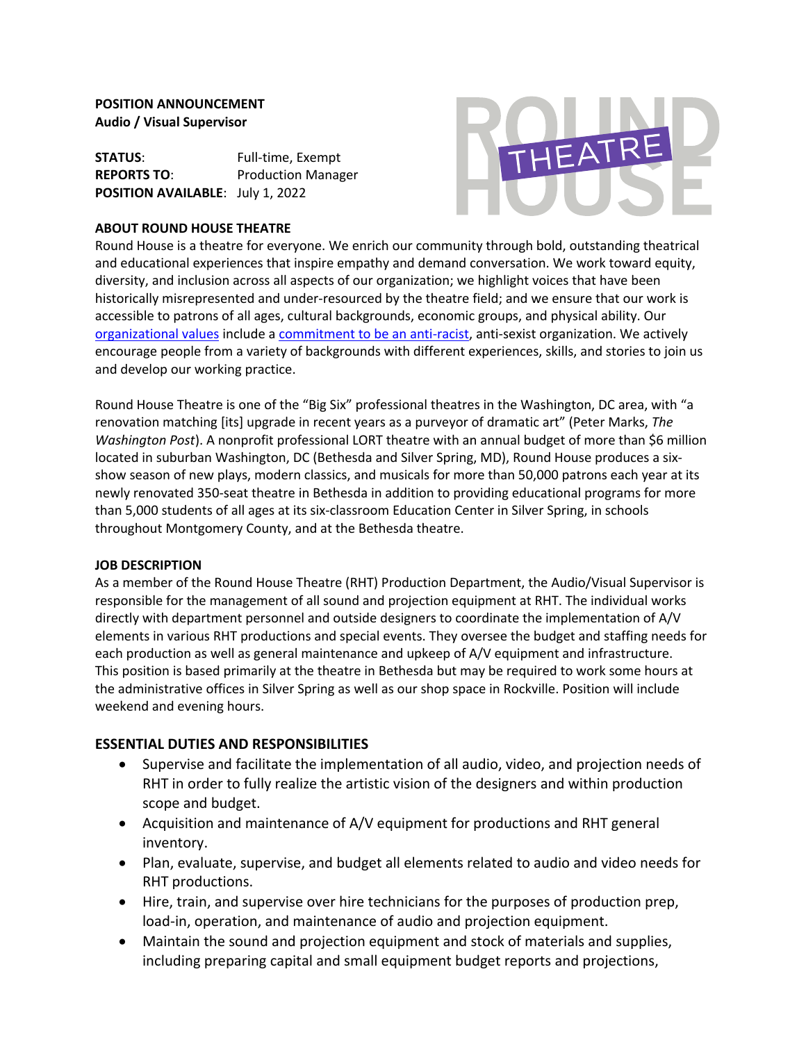**POSITION ANNOUNCEMENT**
**Audio / Visual Supervisor**

**STATUS**: Full-time, Exempt
**REPORTS TO**: Production Manager
**POSITION AVAILABLE**: July 1, 2022

**ABOUT ROUND HOUSE THEATRE**

Round House is a theatre for everyone. We enrich our community through bold, outstanding theatrical and educational experiences that inspire empathy and demand conversation. We work toward equity, diversity, and inclusion across all aspects of our organization; we highlight voices that have been historically misrepresented and under-resourced by the theatre field; and we ensure that our work is accessible to patrons of all ages, cultural backgrounds, economic groups, and physical ability. Our organizational values include a commitment to be an anti-racist, anti-sexist organization. We actively encourage people from a variety of backgrounds with different experiences, skills, and stories to join us and develop our working practice.

Round House Theatre is one of the "Big Six" professional theatres in the Washington, DC area, with "a renovation matching [its] upgrade in recent years as a purveyor of dramatic art" (Peter Marks, *The Washington Post*). A nonprofit professional LORT theatre with an annual budget of more than $6 million located in suburban Washington, DC (Bethesda and Silver Spring, MD), Round House produces a six-show season of new plays, modern classics, and musicals for more than 50,000 patrons each year at its newly renovated 350-seat theatre in Bethesda in addition to providing educational programs for more than 5,000 students of all ages at its six-classroom Education Center in Silver Spring, in schools throughout Montgomery County, and at the Bethesda theatre.

**JOB DESCRIPTION**

As a member of the Round House Theatre (RHT) Production Department, the Audio/Visual Supervisor is responsible for the management of all sound and projection equipment at RHT. The individual works directly with department personnel and outside designers to coordinate the implementation of A/V elements in various RHT productions and special events. They oversee the budget and staffing needs for each production as well as general maintenance and upkeep of A/V equipment and infrastructure. This position is based primarily at the theatre in Bethesda but may be required to work some hours at the administrative offices in Silver Spring as well as our shop space in Rockville. Position will include weekend and evening hours.

## ESSENTIAL DUTIES AND RESPONSIBILITIES

- Supervise and facilitate the implementation of all audio, video, and projection needs of RHT in order to fully realize the artistic vision of the designers and within production scope and budget.
- Acquisition and maintenance of A/V equipment for productions and RHT general inventory.
- Plan, evaluate, supervise, and budget all elements related to audio and video needs for RHT productions.
- Hire, train, and supervise over hire technicians for the purposes of production prep, load-in, operation, and maintenance of audio and projection equipment.
- Maintain the sound and projection equipment and stock of materials and supplies, including preparing capital and small equipment budget reports and projections,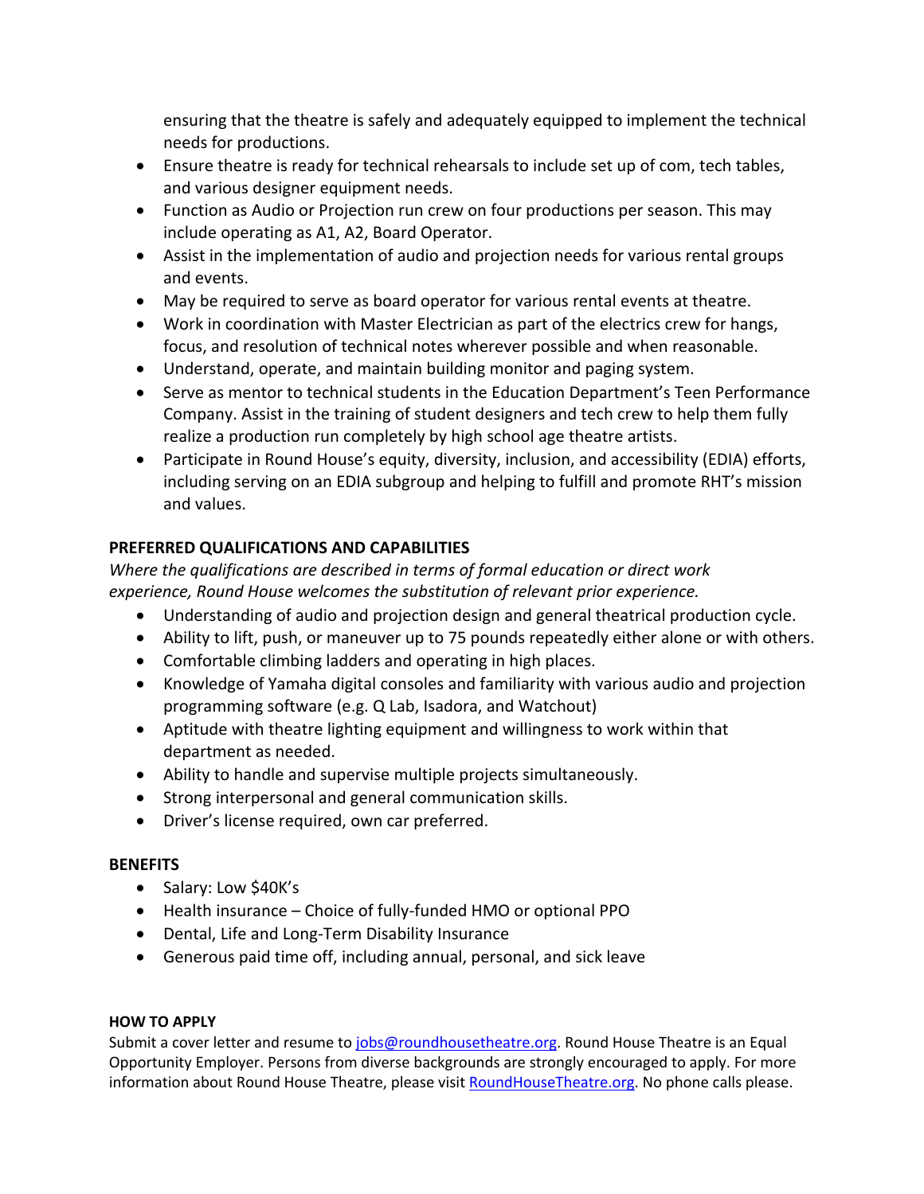ensuring that the theatre is safely and adequately equipped to implement the technical needs for productions.

- Ensure theatre is ready for technical rehearsals to include set up of com, tech tables, and various designer equipment needs.
- Function as Audio or Projection run crew on four productions per season. This may include operating as A1, A2, Board Operator.
- Assist in the implementation of audio and projection needs for various rental groups and events.
- May be required to serve as board operator for various rental events at theatre.
- Work in coordination with Master Electrician as part of the electrics crew for hangs, focus, and resolution of technical notes wherever possible and when reasonable.
- Understand, operate, and maintain building monitor and paging system.
- Serve as mentor to technical students in the Education Department's Teen Performance Company. Assist in the training of student designers and tech crew to help them fully realize a production run completely by high school age theatre artists.
- Participate in Round House's equity, diversity, inclusion, and accessibility (EDIA) efforts, including serving on an EDIA subgroup and helping to fulfill and promote RHT's mission and values.

**PREFERRED QUALIFICATIONS AND CAPABILITIES**

*Where the qualifications are described in terms of formal education or direct work experience, Round House welcomes the substitution of relevant prior experience.*

- Understanding of audio and projection design and general theatrical production cycle.
- Ability to lift, push, or maneuver up to 75 pounds repeatedly either alone or with others.
- Comfortable climbing ladders and operating in high places.
- Knowledge of Yamaha digital consoles and familiarity with various audio and projection programming software (e.g. Q Lab, Isadora, and Watchout)
- Aptitude with theatre lighting equipment and willingness to work within that department as needed.
- Ability to handle and supervise multiple projects simultaneously.
- Strong interpersonal and general communication skills.
- Driver's license required, own car preferred.

**BENEFITS**

- Salary: Low $40K's
- Health insurance – Choice of fully-funded HMO or optional PPO
- Dental, Life and Long-Term Disability Insurance
- Generous paid time off, including annual, personal, and sick leave

**HOW TO APPLY**

Submit a cover letter and resume to jobs@roundhousetheatre.org. Round House Theatre is an Equal Opportunity Employer. Persons from diverse backgrounds are strongly encouraged to apply. For more information about Round House Theatre, please visit RoundHouseTheatre.org. No phone calls please.